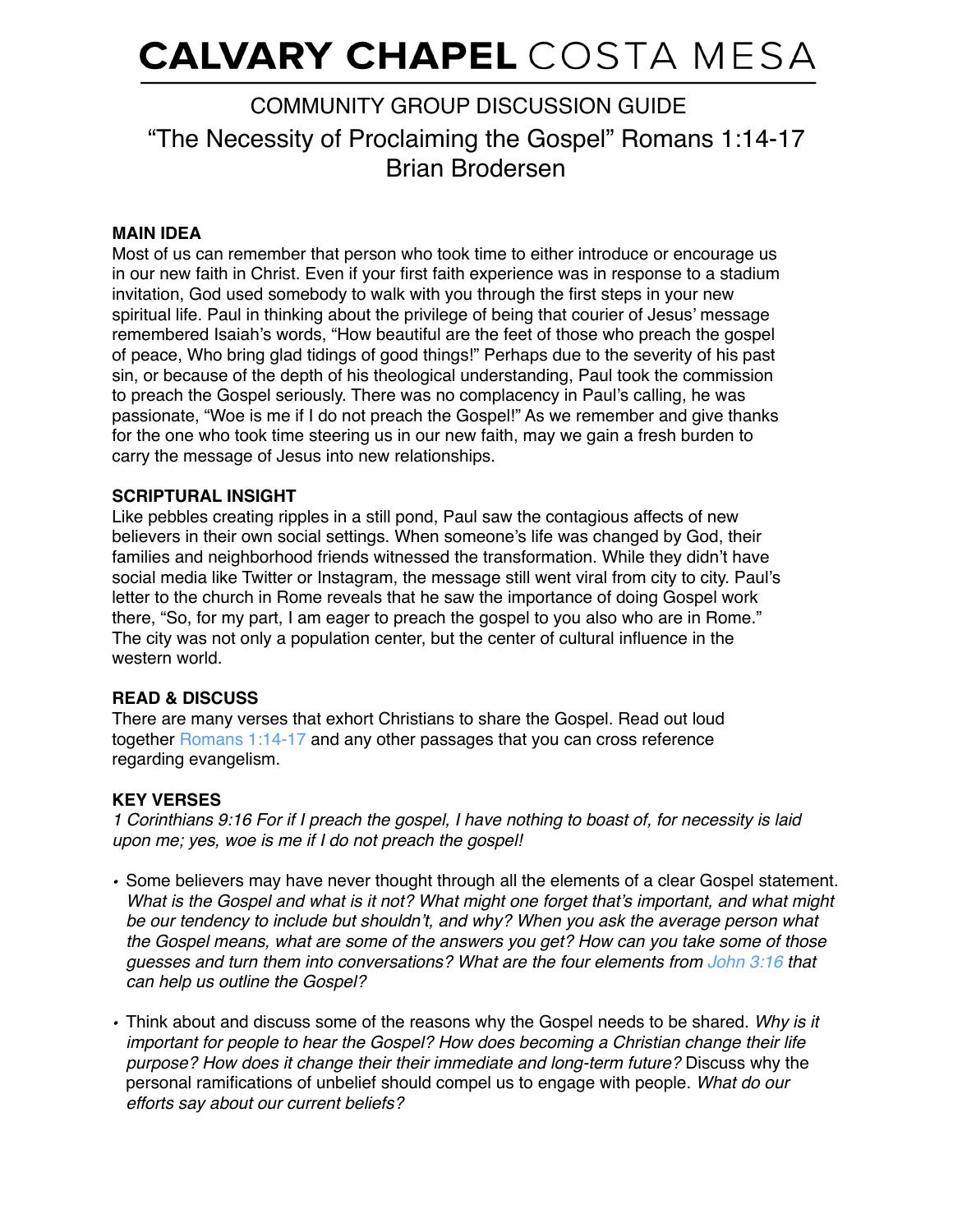# CALVARY CHAPEL COSTA MESA

## COMMUNITY GROUP DISCUSSION GUIDE
## "The Necessity of Proclaiming the Gospel" Romans 1:14-17
## Brian Brodersen

**MAIN IDEA**

Most of us can remember that person who took time to either introduce or encourage us in our new faith in Christ. Even if your first faith experience was in response to a stadium invitation, God used somebody to walk with you through the first steps in your new spiritual life. Paul in thinking about the privilege of being that courier of Jesus' message remembered Isaiah's words, "How beautiful are the feet of those who preach the gospel of peace, Who bring glad tidings of good things!" Perhaps due to the severity of his past sin, or because of the depth of his theological understanding, Paul took the commission to preach the Gospel seriously. There was no complacency in Paul's calling, he was passionate, "Woe is me if I do not preach the Gospel!" As we remember and give thanks for the one who took time steering us in our new faith, may we gain a fresh burden to carry the message of Jesus into new relationships.

**SCRIPTURAL INSIGHT**

Like pebbles creating ripples in a still pond, Paul saw the contagious affects of new believers in their own social settings. When someone's life was changed by God, their families and neighborhood friends witnessed the transformation. While they didn't have social media like Twitter or Instagram, the message still went viral from city to city. Paul's letter to the church in Rome reveals that he saw the importance of doing Gospel work there, "So, for my part, I am eager to preach the gospel to you also who are in Rome." The city was not only a population center, but the center of cultural influence in the western world.

**READ & DISCUSS**

There are many verses that exhort Christians to share the Gospel. Read out loud together Romans 1:14-17 and any other passages that you can cross reference regarding evangelism.

**KEY VERSES**

*1 Corinthians 9:16 For if I preach the gospel, I have nothing to boast of, for necessity is laid upon me; yes, woe is me if I do not preach the gospel!*

- Some believers may have never thought through all the elements of a clear Gospel statement. *What is the Gospel and what is it not? What might one forget that's important, and what might be our tendency to include but shouldn't, and why? When you ask the average person what the Gospel means, what are some of the answers you get? How can you take some of those guesses and turn them into conversations? What are the four elements from John 3:16 that can help us outline the Gospel?*

- Think about and discuss some of the reasons why the Gospel needs to be shared. *Why is it important for people to hear the Gospel? How does becoming a Christian change their life purpose? How does it change their their immediate and long-term future?* Discuss why the personal ramifications of unbelief should compel us to engage with people. *What do our efforts say about our current beliefs?*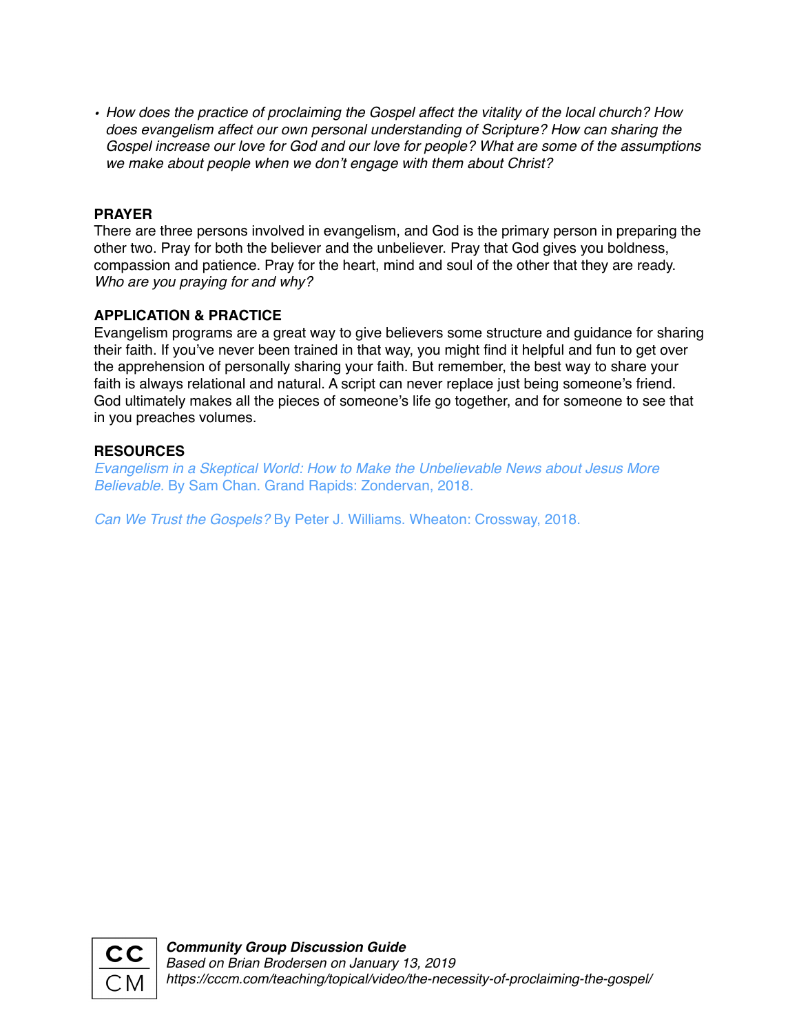- *How does the practice of proclaiming the Gospel affect the vitality of the local church? How does evangelism affect our own personal understanding of Scripture? How can sharing the Gospel increase our love for God and our love for people? What are some of the assumptions we make about people when we don't engage with them about Christ?*

**PRAYER**

There are three persons involved in evangelism, and God is the primary person in preparing the other two. Pray for both the believer and the unbeliever. Pray that God gives you boldness, compassion and patience. Pray for the heart, mind and soul of the other that they are ready. *Who are you praying for and why?*

**APPLICATION & PRACTICE**

Evangelism programs are a great way to give believers some structure and guidance for sharing their faith. If you've never been trained in that way, you might find it helpful and fun to get over the apprehension of personally sharing your faith. But remember, the best way to share your faith is always relational and natural. A script can never replace just being someone's friend. God ultimately makes all the pieces of someone's life go together, and for someone to see that in you preaches volumes.

**RESOURCES**

*Evangelism in a Skeptical World: How to Make the Unbelievable News about Jesus More Believable.* By Sam Chan. Grand Rapids: Zondervan, 2018.

*Can We Trust the Gospels?* By Peter J. Williams. Wheaton: Crossway, 2018.

CC
CM

***Community Group Discussion Guide***
*Based on Brian Brodersen on January 13, 2019*
*https://cccm.com/teaching/topical/video/the-necessity-of-proclaiming-the-gospel/*